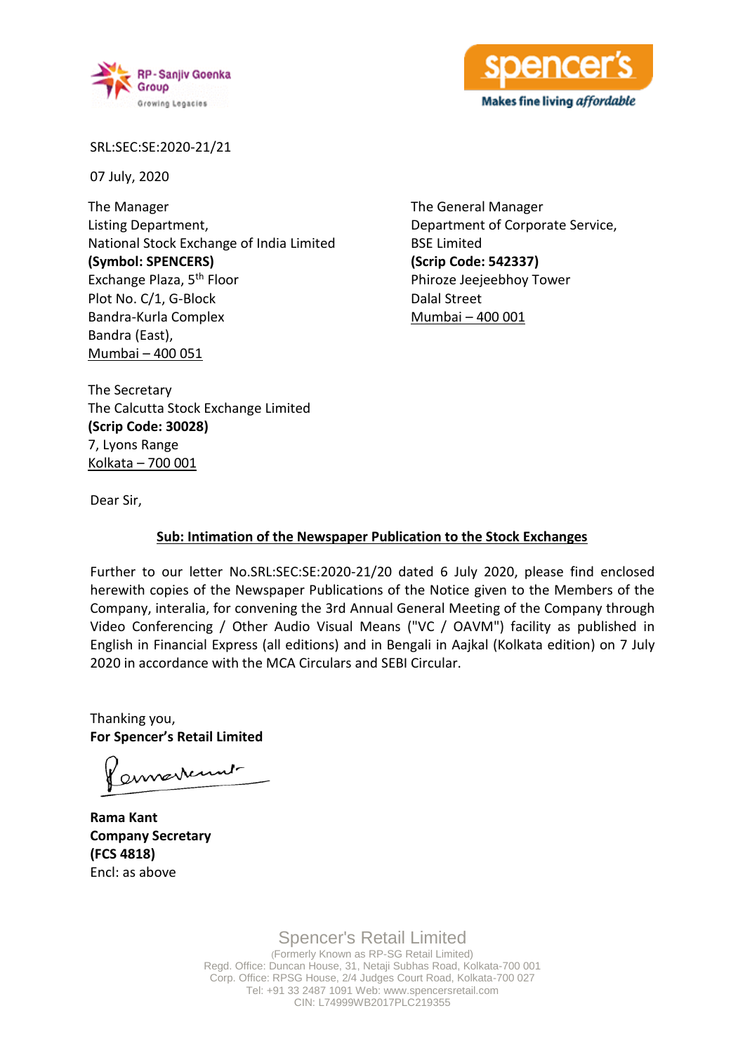RP - Sanjiv Goenka Group
Growing Legacies

spencer's
Makes fine living *affordable*

SRL:SEC:SE:2020-21/21

07 July, 2020

The Manager
Listing Department,
National Stock Exchange of India Limited
**(Symbol: SPENCERS)**
Exchange Plaza, 5th Floor
Plot No. C/1, G-Block
Bandra-Kurla Complex
Bandra (East),
Mumbai – 400 051

The General Manager
Department of Corporate Service,
BSE Limited
**(Scrip Code: 542337)**
Phiroze Jeejeebhoy Tower
Dalal Street
Mumbai – 400 001

The Secretary
The Calcutta Stock Exchange Limited
**(Scrip Code: 30028)**
7, Lyons Range
Kolkata – 700 001

Dear Sir,

**Sub: Intimation of the Newspaper Publication to the Stock Exchanges**

Further to our letter No.SRL:SEC:SE:2020-21/20 dated 6 July 2020, please find enclosed herewith copies of the Newspaper Publications of the Notice given to the Members of the Company, interalia, for convening the 3rd Annual General Meeting of the Company through Video Conferencing / Other Audio Visual Means ("VC / OAVM") facility as published in English in Financial Express (all editions) and in Bengali in Aajkal (Kolkata edition) on 7 July 2020 in accordance with the MCA Circulars and SEBI Circular.

Thanking you,
**For Spencer's Retail Limited**

**Rama Kant**
**Company Secretary**
**(FCS 4818)**
Encl: as above

Spencer's Retail Limited
(Formerly Known as RP-SG Retail Limited)
Regd. Office: Duncan House, 31, Netaji Subhas Road, Kolkata-700 001
Corp. Office: RPSG House, 2/4 Judges Court Road, Kolkata-700 027
Tel: +91 33 2487 1091 Web: www.spencersretail.com
CIN: L74999WB2017PLC219355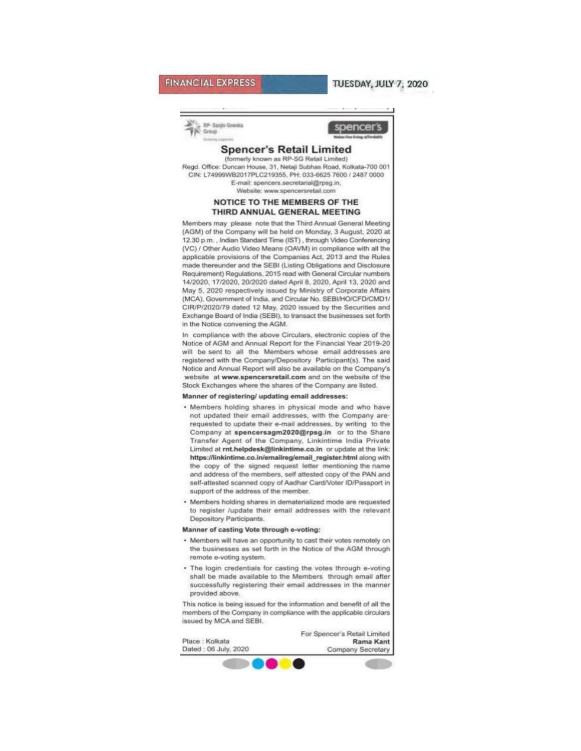FINANCIAL EXPRESS

TUESDAY, JULY 7, 2020

RP-Sanjiv Goenka Group

spencer's

# Spencer's Retail Limited

(formerly known as RP-SG Retail Limited)

Regd. Office: Duncan House, 31, Netaji Subhas Road, Kolkata-700 001
CIN: L74999WB2017PLC219355, PH: 033-6625 7600 / 2487 0000
E-mail: spencers.secretarial@rpsg.in,
Website: www.spencersretail.com

## NOTICE TO THE MEMBERS OF THE THIRD ANNUAL GENERAL MEETING

Members may please note that the Third Annual General Meeting (AGM) of the Company will be held on Monday, 3 August, 2020 at 12.30 p.m. , Indian Standard Time (IST) , through Video Conferencing (VC) / Other Audio Video Means (OAVM) in compliance with all the applicable provisions of the Companies Act, 2013 and the Rules made thereunder and the SEBI (Listing Obligations and Disclosure Requirement) Regulations, 2015 read with General Circular numbers 14/2020, 17/2020, 20/2020 dated April 8, 2020, April 13, 2020 and May 5, 2020 respectively issued by Ministry of Corporate Affairs (MCA), Government of India, and Circular No. SEBI/HO/CFD/CMD1/CIR/P/2020/79 dated 12 May, 2020 issued by the Securities and Exchange Board of India (SEBI), to transact the businesses set forth in the Notice convening the AGM.

In compliance with the above Circulars, electronic copies of the Notice of AGM and Annual Report for the Financial Year 2019-20 will be sent to all the Members whose email addresses are registered with the Company/Depository Participant(s). The said Notice and Annual Report will also be available on the Company's website at **www.spencersretail.com** and on the website of the Stock Exchanges where the shares of the Company are listed.

**Manner of registering/ updating email addresses:**

- Members holding shares in physical mode and who have not updated their email addresses, with the Company are requested to update their e-mail addresses, by writing to the Company at **spencersagm2020@rpsg.in** or to the Share Transfer Agent of the Company, Linkintime India Private Limited at **rnt.helpdesk@linkintime.co.in** or update at the link: **https://linkintime.co.in/emailreg/email_register.html** along with the copy of the signed request letter mentioning the name and address of the members, self attested copy of the PAN and self-attested scanned copy of Aadhar Card/Voter ID/Passport in support of the address of the member.
- Members holding shares in dematerialized mode are requested to register /update their email addresses with the relevant Depository Participants.

**Manner of casting Vote through e-voting:**

- Members will have an opportunity to cast their votes remotely on the businesses as set forth in the Notice of the AGM through remote e-voting system.
- The login credentials for casting the votes through e-voting shall be made available to the Members through email after successfully registering their email addresses in the manner provided above.

This notice is being issued for the information and benefit of all the members of the Company in compliance with the applicable circulars issued by MCA and SEBI.

For Spencer's Retail Limited
**Rama Kant**
Company Secretary

Place : Kolkata
Dated : 06 July, 2020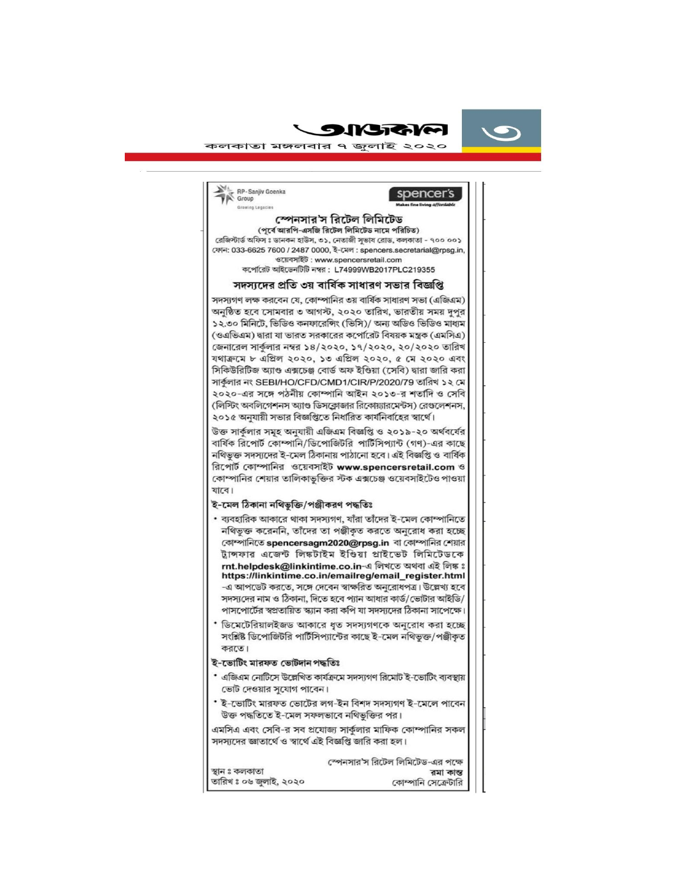আজকাল

কলকাতা মঙ্গলবার ৭ জুলাই ২০২০

RP-Sanjiv Goenka Group
Growing Legacies

spencer's
Makes fine living affordable

## স্পেনসার'স রিটেল লিমিটেড

**(পূর্বে আরপি-এসজি রিটেল লিমিটেড নামে পরিচিত)**

রেজিস্টার্ড অফিস ঃ ডানকন হাউস, ৩১, নেতাজী সুভাষ রোড, কলকাতা - ৭০০ ০০১
ফোন: 033-6625 7600 / 2487 0000, ই-মেল : spencers.secretarial@rpsg.in,
ওয়েবসাইট : www.spencersretail.com
কর্পোরেট আইডেন্টিটি নম্বর : L74999WB2017PLC219355

### সদস্যদের প্রতি ৩য় বার্ষিক সাধারণ সভার বিজ্ঞপ্তি

সদস্যগণ লক্ষ করবেন যে, কোম্পানির ৩য় বার্ষিক সাধারণ সভা (এজিএম) অনুষ্ঠিত হবে সোমবার ৩ আগস্ট, ২০২০ তারিখ, ভারতীয় সময় দুপুর ১২.৩০ মিনিটে, ভিডিও কনফারেন্সিং (ভিসি)/ অন্য অডিও ভিডিও মাধ্যম (ওএভিএম) দ্বারা যা ভারত সরকারের কর্পোরেট বিষয়ক মন্ত্রক (এমসিএ) জেনারেল সার্কুলার নম্বর ১৪/২০২০, ১৭/২০২০, ২০/২০২০ তারিখ যথাক্রমে ৮ এপ্রিল ২০২০, ১৩ এপ্রিল ২০২০, ৫ মে ২০২০ এবং সিকিউরিটিজ অ্যাণ্ড এক্সচেঞ্জ বোর্ড অফ ইণ্ডিয়া (সেবি) দ্বারা জারি করা সার্কুলার নং SEBI/HO/CFD/CMD1/CIR/P/2020/79 তারিখ ১২ মে ২০২০-এর সঙ্গে পঠনীয় কোম্পানি আইন ২০১৩-র শর্তাদি ও সেবি (লিস্টিং অবলিগেশনস অ্যাণ্ড ডিসক্লোজার রিকোয়্যারমেন্টস) রেগুলেশনস, ২০১৫ অনুযায়ী সভার বিজ্ঞপ্তিতে নির্ধারিত কার্যনির্বাহের স্বার্থে।

উক্ত সার্কুলার সমূহ অনুযায়ী এজিএম বিজ্ঞপ্তি ও ২০১৯-২০ অর্থবর্ষের বার্ষিক রিপোর্ট কোম্পানি/ডিপোজিটরি পার্টিসিপ্যান্ট (গণ)-এর কাছে নথিভুক্ত সদস্যদের ই-মেল ঠিকানায় পাঠানো হবে। এই বিজ্ঞপ্তি ও বার্ষিক রিপোর্ট কোম্পানির ওয়েবসাইট **www.spencersretail.com** ও কোম্পানির শেয়ার তালিকাভুক্তির স্টক এক্সচেঞ্জ ওয়েবসাইটেও পাওয়া যাবে।

**ই-মেল ঠিকানা নথিভুক্তি/পঞ্জীকরণ পদ্ধতিঃ**

- ব্যবহারিক আকারে থাকা সদস্যগণ, যাঁরা তাঁদের ই-মেল কোম্পানিতে নথিভুক্ত করেননি, তাঁদের তা পঞ্জীকৃত করতে অনুরোধ করা হচ্ছে কোম্পানিতে **spencersagm2020@rpsg.in** বা কোম্পানির শেয়ার ট্রান্সফার এজেন্ট লিঙ্কটাইম ইণ্ডিয়া প্রাইভেট লিমিটেডকে **rnt.helpdesk@linkintime.co.in**-এ লিখতে অথবা এই লিঙ্ক ঃ **https://linkintime.co.in/emailreg/email_register.html** -এ আপডেট করতে, সঙ্গে দেবেন স্বাক্ষরিত অনুরোধপত্র। উল্লেখ্য হবে সদস্যদের নাম ও ঠিকানা, দিতে হবে প্যান আধার কার্ড/ভোটার আইডি/ পাসপোর্টের স্বপ্রত্যয়িত স্ক্যান করা কপি যা সদস্যদের ঠিকানা সাপেক্ষে।
- ডিমেটেরিয়ালইজড আকারে ধৃত সদস্যগণকে অনুরোধ করা হচ্ছে সংশ্লিষ্ট ডিপোজিটরি পার্টিসিপ্যান্টের কাছে ই-মেল নথিভুক্ত/পঞ্জীকৃত করতে।

**ই-ভোটিং মারফত ভোটদান পদ্ধতিঃ**

- এজিএম নোটিসে উল্লেখিত কার্যক্রমে সদস্যগণ রিমোট ই-ভোটিং ব্যবস্থায় ভোট দেওয়ার সুযোগ পাবেন।
- ই-ভোটিং মারফত ভোটের লগ-ইন বিশদ সদস্যগণ ই-মেলে পাবেন উক্ত পদ্ধতিতে ই-মেল সফলভাবে নথিভুক্তির পর।

এমসিএ এবং সেবি-র সব প্রযোজ্য সার্কুলার মাফিক কোম্পানির সকল সদস্যদের জ্ঞাতার্থে ও স্বার্থে এই বিজ্ঞপ্তি জারি করা হল।

স্পেনসার'স রিটেল লিমিটেড-এর পক্ষে
**রমা কান্ত**
কোম্পানি সেক্রেটারি

স্থান ঃ কলকাতা
তারিখ ঃ ০৬ জুলাই, ২০২০